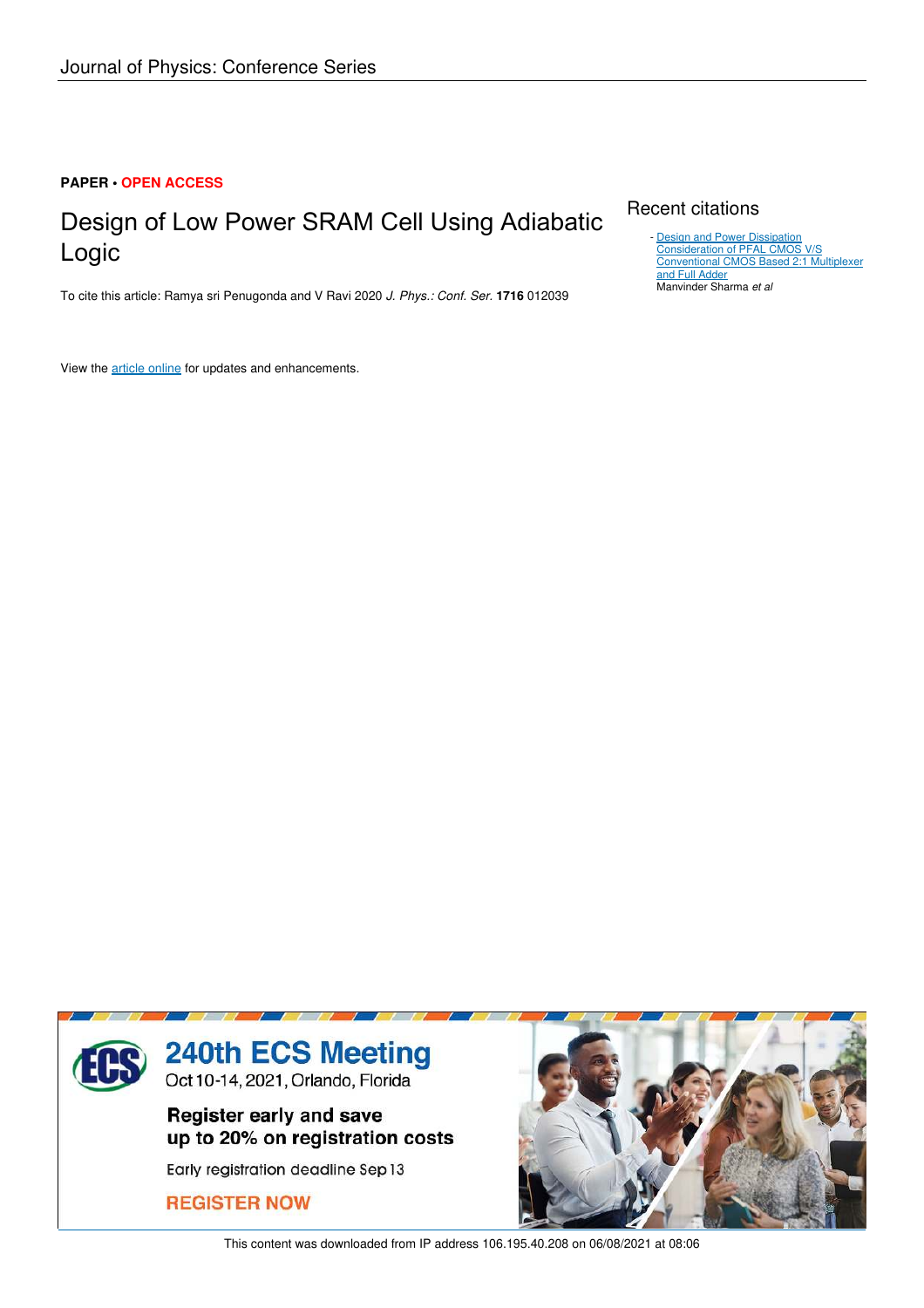Journal of Physics: Conference Series

**PAPER • OPEN ACCESS**

# Design of Low Power SRAM Cell Using Adiabatic Logic

To cite this article: Ramya sri Penugonda and V Ravi 2020 *J. Phys.: Conf. Ser.* **1716** 012039

View the article online for updates and enhancements.

## Recent citations

- Design and Power Dissipation Consideration of PFAL CMOS V/S Conventional CMOS Based 2:1 Multiplexer and Full Adder
  Manvinder Sharma *et al*

240th ECS Meeting
Oct 10-14, 2021, Orlando, Florida

Register early and save up to 20% on registration costs

Early registration deadline Sep 13

REGISTER NOW

This content was downloaded from IP address 106.195.40.208 on 06/08/2021 at 08:06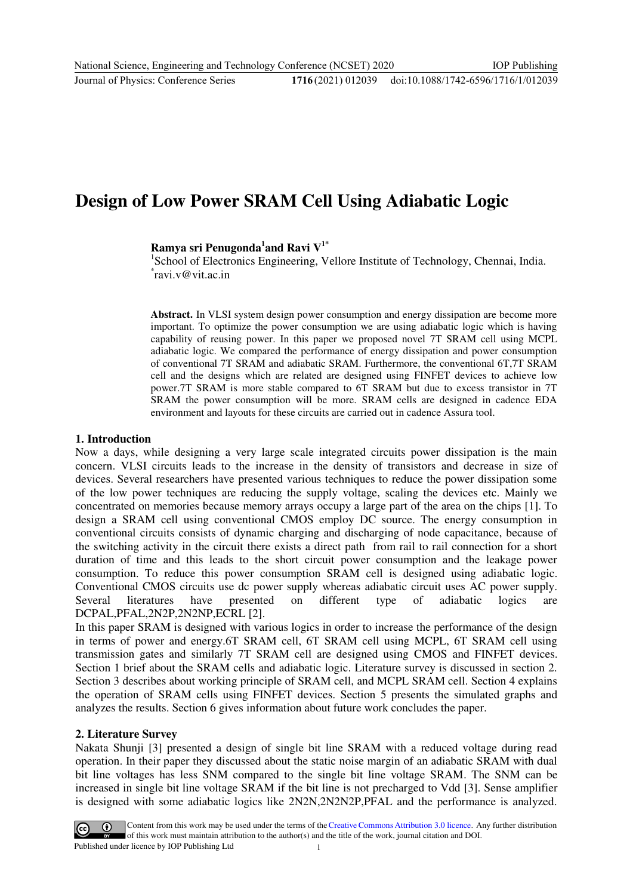# Design of Low Power SRAM Cell Using Adiabatic Logic

**Ramya sri Penugonda[1] and Ravi V[1*]**

[1]School of Electronics Engineering, Vellore Institute of Technology, Chennai, India.
[*]ravi.v@vit.ac.in

**Abstract.** In VLSI system design power consumption and energy dissipation are become more important. To optimize the power consumption we are using adiabatic logic which is having capability of reusing power. In this paper we proposed novel 7T SRAM cell using MCPL adiabatic logic. We compared the performance of energy dissipation and power consumption of conventional 7T SRAM and adiabatic SRAM. Furthermore, the conventional 6T,7T SRAM cell and the designs which are related are designed using FINFET devices to achieve low power.7T SRAM is more stable compared to 6T SRAM but due to excess transistor in 7T SRAM the power consumption will be more. SRAM cells are designed in cadence EDA environment and layouts for these circuits are carried out in cadence Assura tool.

## 1. Introduction

Now a days, while designing a very large scale integrated circuits power dissipation is the main concern. VLSI circuits leads to the increase in the density of transistors and decrease in size of devices. Several researchers have presented various techniques to reduce the power dissipation some of the low power techniques are reducing the supply voltage, scaling the devices etc. Mainly we concentrated on memories because memory arrays occupy a large part of the area on the chips [1]. To design a SRAM cell using conventional CMOS employ DC source. The energy consumption in conventional circuits consists of dynamic charging and discharging of node capacitance, because of the switching activity in the circuit there exists a direct path from rail to rail connection for a short duration of time and this leads to the short circuit power consumption and the leakage power consumption. To reduce this power consumption SRAM cell is designed using adiabatic logic. Conventional CMOS circuits use dc power supply whereas adiabatic circuit uses AC power supply. Several literatures have presented on different type of adiabatic logics are DCPAL,PFAL,2N2P,2N2NP,ECRL [2].

In this paper SRAM is designed with various logics in order to increase the performance of the design in terms of power and energy.6T SRAM cell, 6T SRAM cell using MCPL, 6T SRAM cell using transmission gates and similarly 7T SRAM cell are designed using CMOS and FINFET devices. Section 1 brief about the SRAM cells and adiabatic logic. Literature survey is discussed in section 2. Section 3 describes about working principle of SRAM cell, and MCPL SRAM cell. Section 4 explains the operation of SRAM cells using FINFET devices. Section 5 presents the simulated graphs and analyzes the results. Section 6 gives information about future work concludes the paper.

## 2. Literature Survey

Nakata Shunji [3] presented a design of single bit line SRAM with a reduced voltage during read operation. In their paper they discussed about the static noise margin of an adiabatic SRAM with dual bit line voltages has less SNM compared to the single bit line voltage SRAM. The SNM can be increased in single bit line voltage SRAM if the bit line is not precharged to Vdd [3]. Sense amplifier is designed with some adiabatic logics like 2N2N,2N2N2P,PFAL and the performance is analyzed.

Content from this work may be used under the terms of the Creative Commons Attribution 3.0 licence. Any further distribution of this work must maintain attribution to the author(s) and the title of the work, journal citation and DOI.
Published under licence by IOP Publishing Ltd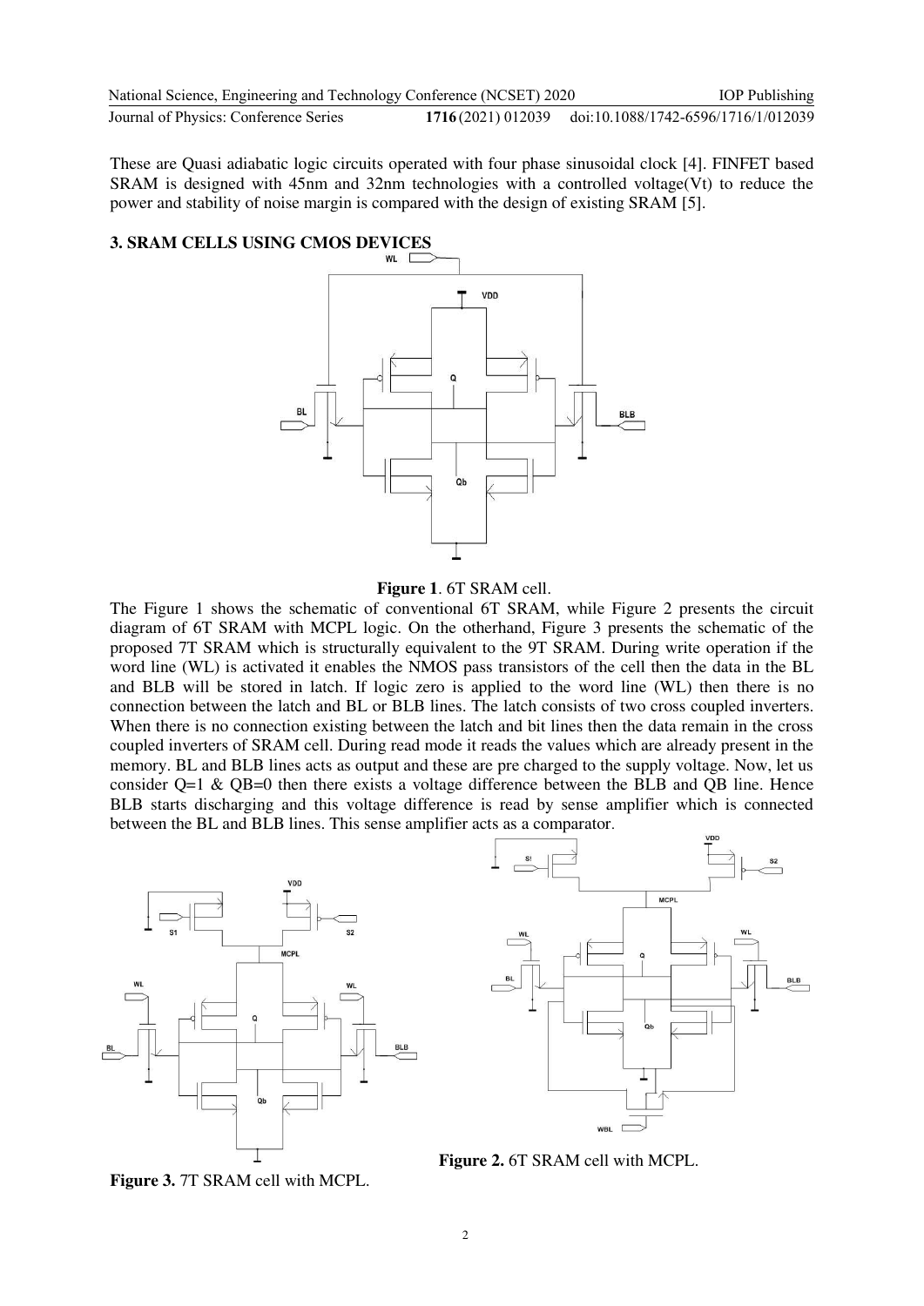These are Quasi adiabatic logic circuits operated with four phase sinusoidal clock [4]. FINFET based SRAM is designed with 45nm and 32nm technologies with a controlled voltage(Vt) to reduce the power and stability of noise margin is compared with the design of existing SRAM [5].

## 3. SRAM CELLS USING CMOS DEVICES

**Figure 1**. 6T SRAM cell.

The Figure 1 shows the schematic of conventional 6T SRAM, while Figure 2 presents the circuit diagram of 6T SRAM with MCPL logic. On the otherhand, Figure 3 presents the schematic of the proposed 7T SRAM which is structurally equivalent to the 9T SRAM. During write operation if the word line (WL) is activated it enables the NMOS pass transistors of the cell then the data in the BL and BLB will be stored in latch. If logic zero is applied to the word line (WL) then there is no connection between the latch and BL or BLB lines. The latch consists of two cross coupled inverters. When there is no connection existing between the latch and bit lines then the data remain in the cross coupled inverters of SRAM cell. During read mode it reads the values which are already present in the memory. BL and BLB lines acts as output and these are pre charged to the supply voltage. Now, let us consider Q=1 & QB=0 then there exists a voltage difference between the BLB and QB line. Hence BLB starts discharging and this voltage difference is read by sense amplifier which is connected between the BL and BLB lines. This sense amplifier acts as a comparator.

**Figure 3.** 7T SRAM cell with MCPL.

**Figure 2.** 6T SRAM cell with MCPL.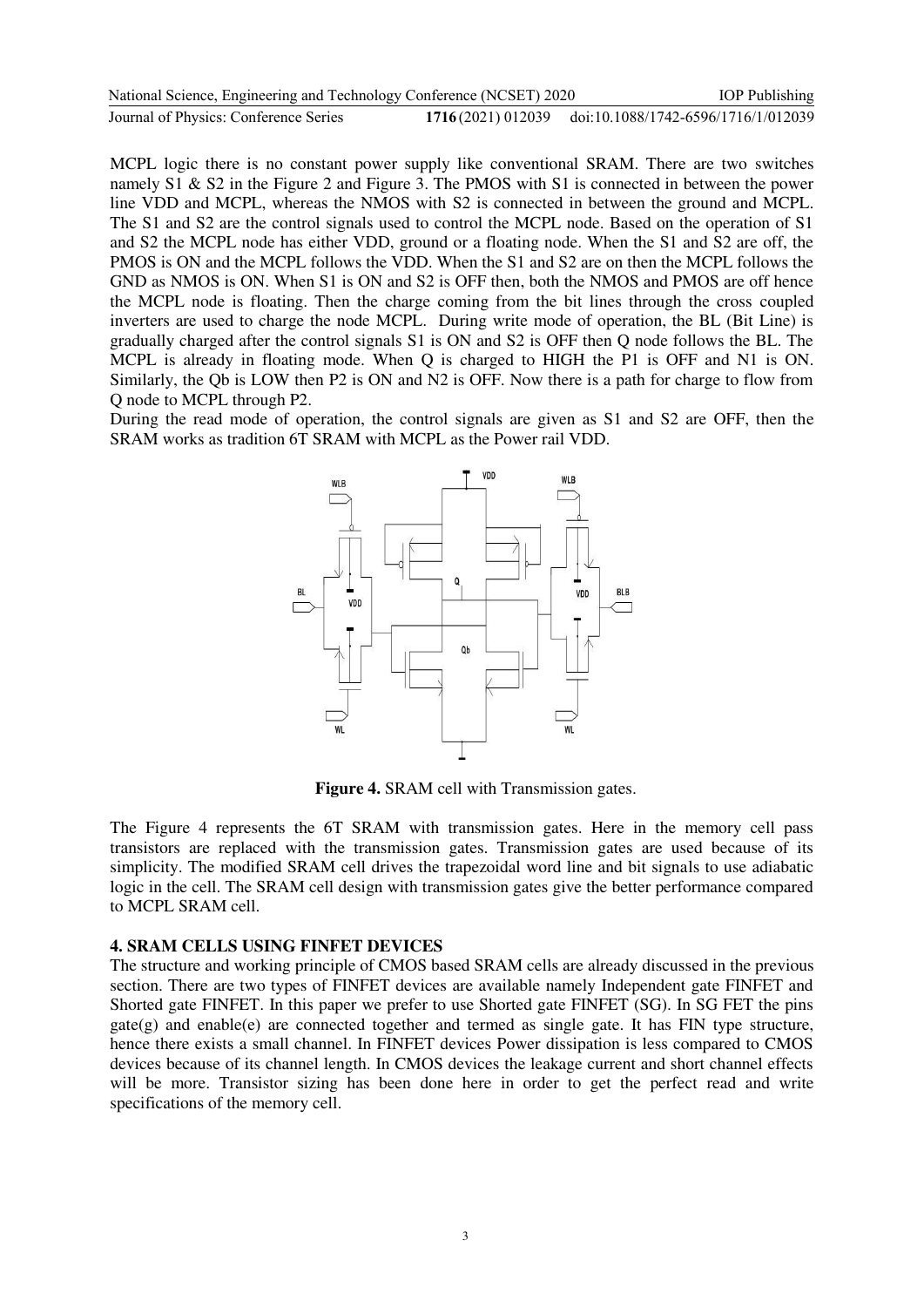MCPL logic there is no constant power supply like conventional SRAM. There are two switches namely S1 & S2 in the Figure 2 and Figure 3. The PMOS with S1 is connected in between the power line VDD and MCPL, whereas the NMOS with S2 is connected in between the ground and MCPL. The S1 and S2 are the control signals used to control the MCPL node. Based on the operation of S1 and S2 the MCPL node has either VDD, ground or a floating node. When the S1 and S2 are off, the PMOS is ON and the MCPL follows the VDD. When the S1 and S2 are on then the MCPL follows the GND as NMOS is ON. When S1 is ON and S2 is OFF then, both the NMOS and PMOS are off hence the MCPL node is floating. Then the charge coming from the bit lines through the cross coupled inverters are used to charge the node MCPL. During write mode of operation, the BL (Bit Line) is gradually charged after the control signals S1 is ON and S2 is OFF then Q node follows the BL. The MCPL is already in floating mode. When Q is charged to HIGH the P1 is OFF and N1 is ON. Similarly, the Qb is LOW then P2 is ON and N2 is OFF. Now there is a path for charge to flow from Q node to MCPL through P2.

During the read mode of operation, the control signals are given as S1 and S2 are OFF, then the SRAM works as tradition 6T SRAM with MCPL as the Power rail VDD.

**Figure 4.** SRAM cell with Transmission gates.

The Figure 4 represents the 6T SRAM with transmission gates. Here in the memory cell pass transistors are replaced with the transmission gates. Transmission gates are used because of its simplicity. The modified SRAM cell drives the trapezoidal word line and bit signals to use adiabatic logic in the cell. The SRAM cell design with transmission gates give the better performance compared to MCPL SRAM cell.

## 4. SRAM CELLS USING FINFET DEVICES

The structure and working principle of CMOS based SRAM cells are already discussed in the previous section. There are two types of FINFET devices are available namely Independent gate FINFET and Shorted gate FINFET. In this paper we prefer to use Shorted gate FINFET (SG). In SG FET the pins gate(g) and enable(e) are connected together and termed as single gate. It has FIN type structure, hence there exists a small channel. In FINFET devices Power dissipation is less compared to CMOS devices because of its channel length. In CMOS devices the leakage current and short channel effects will be more. Transistor sizing has been done here in order to get the perfect read and write specifications of the memory cell.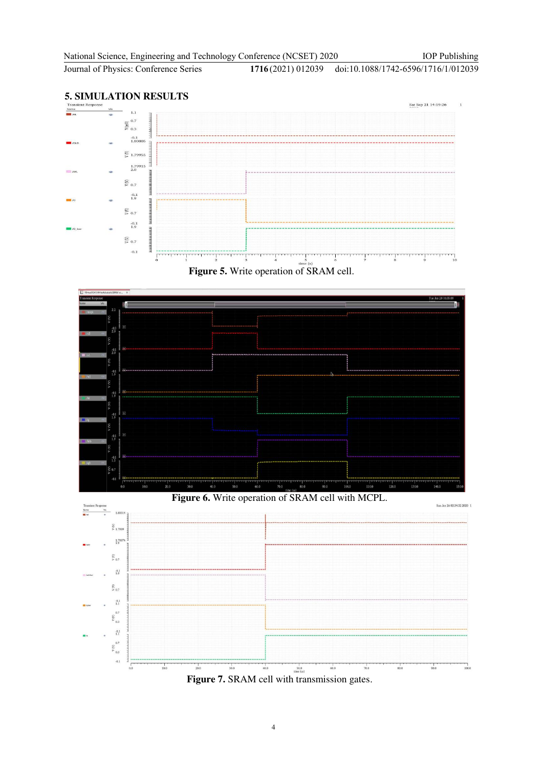## 5. SIMULATION RESULTS

**Figure 5.** Write operation of SRAM cell.

**Figure 6.** Write operation of SRAM cell with MCPL.

**Figure 7.** SRAM cell with transmission gates.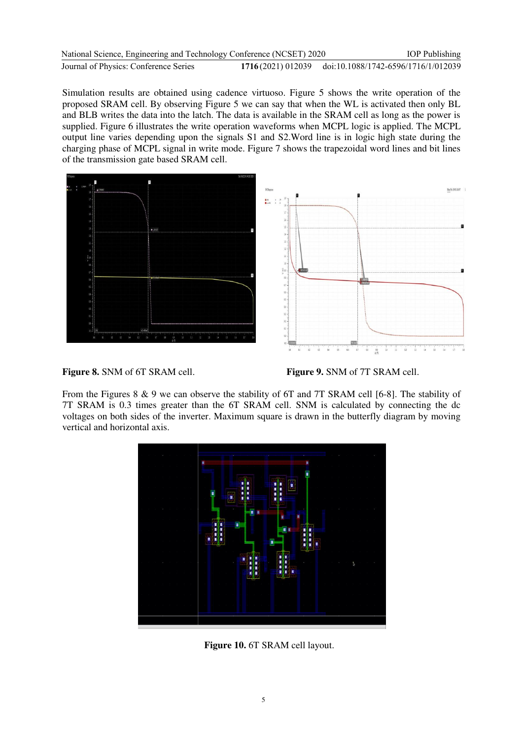Simulation results are obtained using cadence virtuoso. Figure 5 shows the write operation of the proposed SRAM cell. By observing Figure 5 we can say that when the WL is activated then only BL and BLB writes the data into the latch. The data is available in the SRAM cell as long as the power is supplied. Figure 6 illustrates the write operation waveforms when MCPL logic is applied. The MCPL output line varies depending upon the signals S1 and S2.Word line is in logic high state during the charging phase of MCPL signal in write mode. Figure 7 shows the trapezoidal word lines and bit lines of the transmission gate based SRAM cell.

**Figure 8.** SNM of 6T SRAM cell.

**Figure 9.** SNM of 7T SRAM cell.

From the Figures 8 & 9 we can observe the stability of 6T and 7T SRAM cell [6-8]. The stability of 7T SRAM is 0.3 times greater than the 6T SRAM cell. SNM is calculated by connecting the dc voltages on both sides of the inverter. Maximum square is drawn in the butterfly diagram by moving vertical and horizontal axis.

**Figure 10.** 6T SRAM cell layout.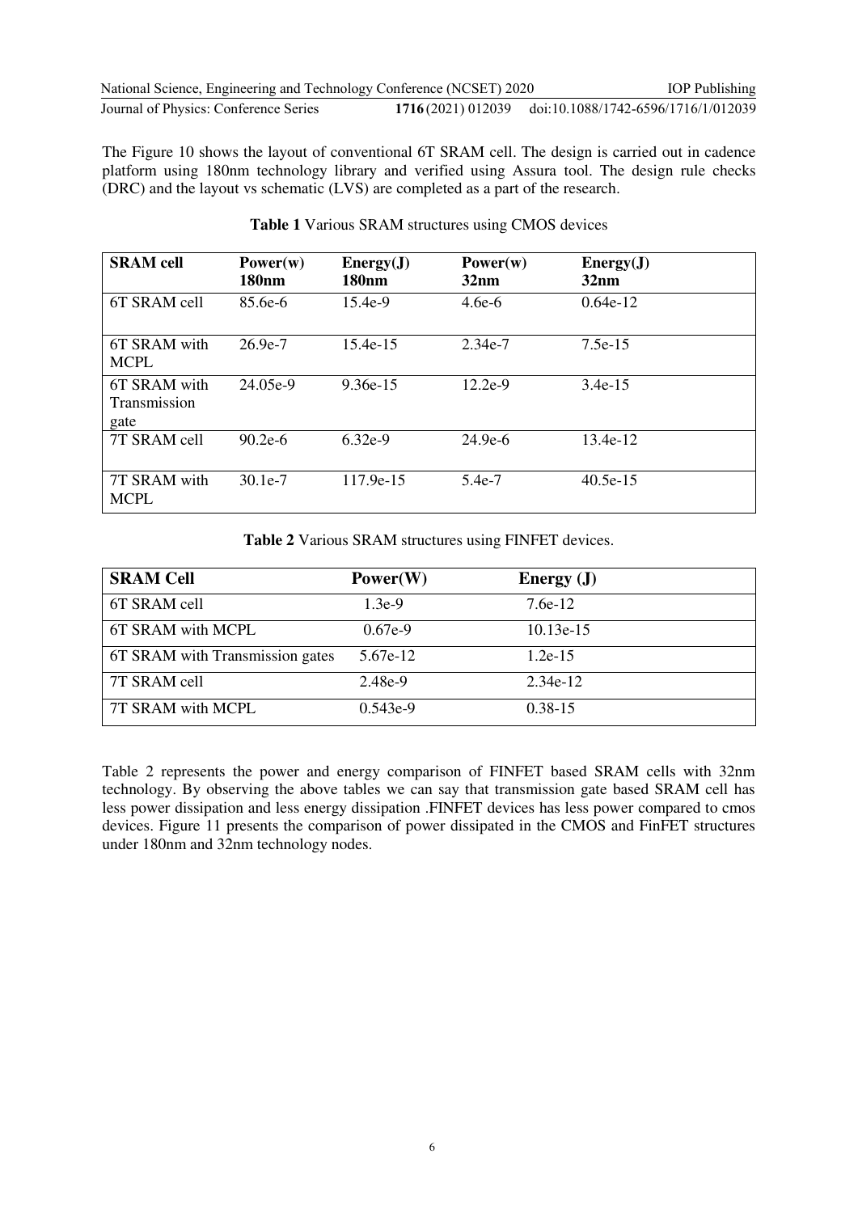The Figure 10 shows the layout of conventional 6T SRAM cell. The design is carried out in cadence platform using 180nm technology library and verified using Assura tool. The design rule checks (DRC) and the layout vs schematic (LVS) are completed as a part of the research.

**Table 1** Various SRAM structures using CMOS devices

| **SRAM cell** | **Power(w) 180nm** | **Energy(J) 180nm** | **Power(w) 32nm** | **Energy(J) 32nm** |
|---|---|---|---|---|
| 6T SRAM cell | 85.6e-6 | 15.4e-9 | 4.6e-6 | 0.64e-12 |
| 6T SRAM with MCPL | 26.9e-7 | 15.4e-15 | 2.34e-7 | 7.5e-15 |
| 6T SRAM with Transmission gate | 24.05e-9 | 9.36e-15 | 12.2e-9 | 3.4e-15 |
| 7T SRAM cell | 90.2e-6 | 6.32e-9 | 24.9e-6 | 13.4e-12 |
| 7T SRAM with MCPL | 30.1e-7 | 117.9e-15 | 5.4e-7 | 40.5e-15 |

**Table 2** Various SRAM structures using FINFET devices.

| **SRAM Cell** | **Power(W)** | **Energy (J)** |
|---|---|---|
| 6T SRAM cell | 1.3e-9 | 7.6e-12 |
| 6T SRAM with MCPL | 0.67e-9 | 10.13e-15 |
| 6T SRAM with Transmission gates | 5.67e-12 | 1.2e-15 |
| 7T SRAM cell | 2.48e-9 | 2.34e-12 |
| 7T SRAM with MCPL | 0.543e-9 | 0.38-15 |

Table 2 represents the power and energy comparison of FINFET based SRAM cells with 32nm technology. By observing the above tables we can say that transmission gate based SRAM cell has less power dissipation and less energy dissipation .FINFET devices has less power compared to cmos devices. Figure 11 presents the comparison of power dissipated in the CMOS and FinFET structures under 180nm and 32nm technology nodes.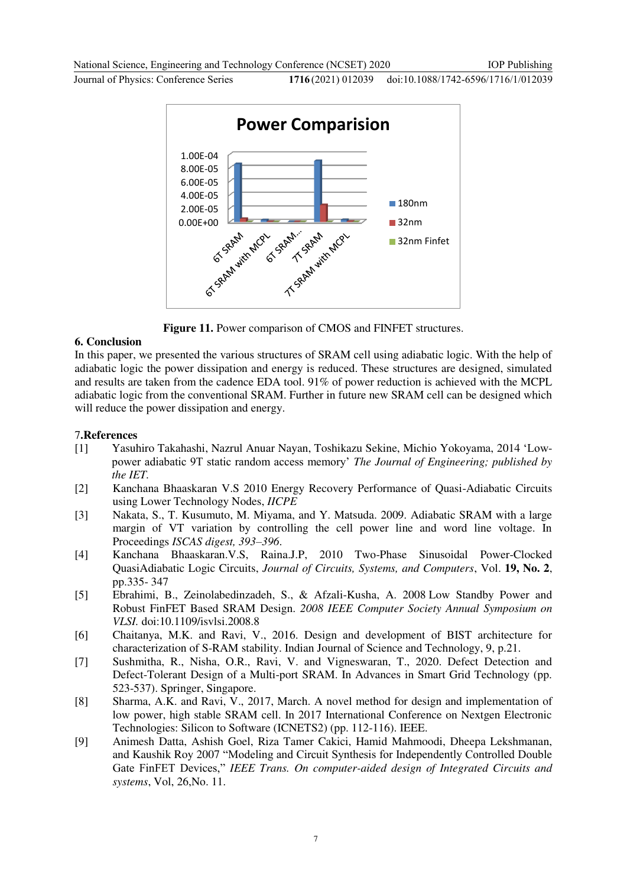**Figure 11.** Power comparison of CMOS and FINFET structures.

## 6. Conclusion

In this paper, we presented the various structures of SRAM cell using adiabatic logic. With the help of adiabatic logic the power dissipation and energy is reduced. These structures are designed, simulated and results are taken from the cadence EDA tool. 91% of power reduction is achieved with the MCPL adiabatic logic from the conventional SRAM. Further in future new SRAM cell can be designed which will reduce the power dissipation and energy.

## 7.References

[1] Yasuhiro Takahashi, Nazrul Anuar Nayan, Toshikazu Sekine, Michio Yokoyama, 2014 'Low-power adiabatic 9T static random access memory' *The Journal of Engineering; published by the IET.*

[2] Kanchana Bhaaskaran V.S 2010 Energy Recovery Performance of Quasi-Adiabatic Circuits using Lower Technology Nodes, *IICPE*

[3] Nakata, S., T. Kusumuto, M. Miyama, and Y. Matsuda. 2009. Adiabatic SRAM with a large margin of VT variation by controlling the cell power line and word line voltage. In Proceedings *ISCAS digest, 393–396*.

[4] Kanchana Bhaaskaran.V.S, Raina.J.P, 2010 Two-Phase Sinusoidal Power-Clocked QuasiAdiabatic Logic Circuits, *Journal of Circuits, Systems, and Computers*, Vol. **19, No. 2**, pp.335- 347

[5] Ebrahimi, B., Zeinolabedinzadeh, S., & Afzali-Kusha, A. 2008 Low Standby Power and Robust FinFET Based SRAM Design. *2008 IEEE Computer Society Annual Symposium on VLSI.* doi:10.1109/isvlsi.2008.8

[6] Chaitanya, M.K. and Ravi, V., 2016. Design and development of BIST architecture for characterization of S-RAM stability. Indian Journal of Science and Technology, 9, p.21.

[7] Sushmitha, R., Nisha, O.R., Ravi, V. and Vigneswaran, T., 2020. Defect Detection and Defect-Tolerant Design of a Multi-port SRAM. In Advances in Smart Grid Technology (pp. 523-537). Springer, Singapore.

[8] Sharma, A.K. and Ravi, V., 2017, March. A novel method for design and implementation of low power, high stable SRAM cell. In 2017 International Conference on Nextgen Electronic Technologies: Silicon to Software (ICNETS2) (pp. 112-116). IEEE.

[9] Animesh Datta, Ashish Goel, Riza Tamer Cakici, Hamid Mahmoodi, Dheepa Lekshmanan, and Kaushik Roy 2007 "Modeling and Circuit Synthesis for Independently Controlled Double Gate FinFET Devices," *IEEE Trans. On computer-aided design of Integrated Circuits and systems*, Vol, 26,No. 11.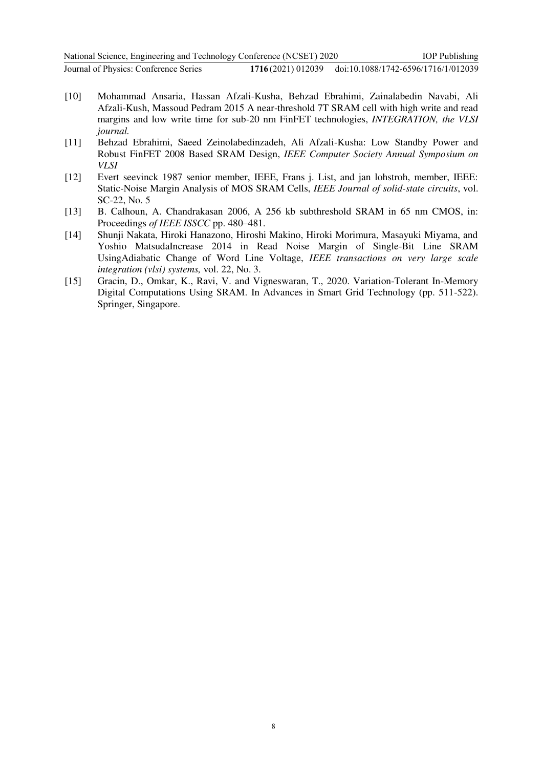[10] Mohammad Ansaria, Hassan Afzali-Kusha, Behzad Ebrahimi, Zainalabedin Navabi, Ali Afzali-Kush, Massoud Pedram 2015 A near-threshold 7T SRAM cell with high write and read margins and low write time for sub-20 nm FinFET technologies, *INTEGRATION, the VLSI journal.*

[11] Behzad Ebrahimi, Saeed Zeinolabedinzadeh, Ali Afzali-Kusha: Low Standby Power and Robust FinFET 2008 Based SRAM Design, *IEEE Computer Society Annual Symposium on VLSI*

[12] Evert seevinck 1987 senior member, IEEE, Frans j. List, and jan lohstroh, member, IEEE: Static-Noise Margin Analysis of MOS SRAM Cells, *IEEE Journal of solid-state circuits*, vol. SC-22, No. 5

[13] B. Calhoun, A. Chandrakasan 2006, A 256 kb subthreshold SRAM in 65 nm CMOS, in: Proceedings *of IEEE ISSCC* pp. 480–481.

[14] Shunji Nakata, Hiroki Hanazono, Hiroshi Makino, Hiroki Morimura, Masayuki Miyama, and Yoshio MatsudaIncrease 2014 in Read Noise Margin of Single-Bit Line SRAM UsingAdiabatic Change of Word Line Voltage, *IEEE transactions on very large scale integration (vlsi) systems,* vol. 22, No. 3.

[15] Gracin, D., Omkar, K., Ravi, V. and Vigneswaran, T., 2020. Variation-Tolerant In-Memory Digital Computations Using SRAM. In Advances in Smart Grid Technology (pp. 511-522). Springer, Singapore.